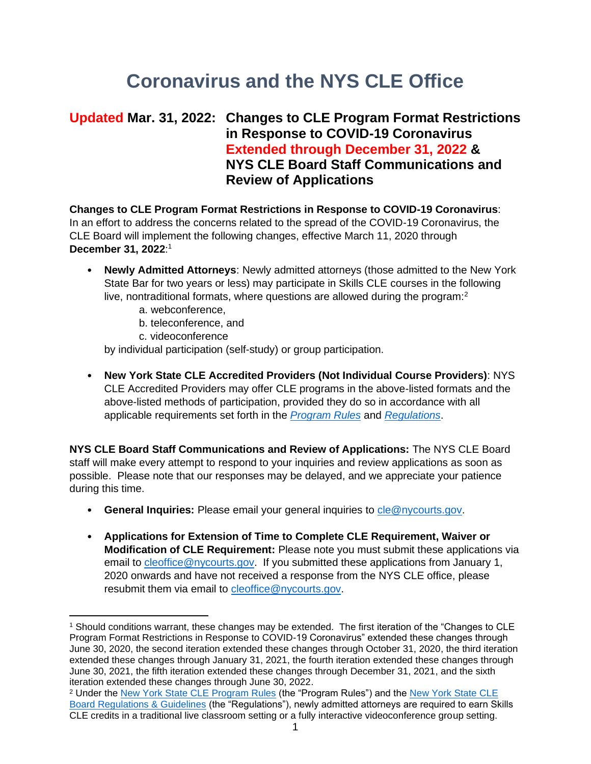# Coronavirus and the NYS CLE Office

## Updated Mar. 31, 2022: Changes to CLE Program Format Restrictions in Response to COVID-19 Coronavirus Extended through December 31, 2022 & NYS CLE Board Staff Communications and Review of Applications

**Changes to CLE Program Format Restrictions in Response to COVID-19 Coronavirus**: In an effort to address the concerns related to the spread of the COVID-19 Coronavirus, the CLE Board will implement the following changes, effective March 11, 2020 through **December 31, 2022**:[1]

- **Newly Admitted Attorneys**: Newly admitted attorneys (those admitted to the New York State Bar for two years or less) may participate in Skills CLE courses in the following live, nontraditional formats, where questions are allowed during the program:[2]
  - a. webconference,
  - b. teleconference, and
  - c. videoconference

  by individual participation (self-study) or group participation.

- **New York State CLE Accredited Providers (Not Individual Course Providers)**: NYS CLE Accredited Providers may offer CLE programs in the above-listed formats and the above-listed methods of participation, provided they do so in accordance with all applicable requirements set forth in the *Program Rules* and *Regulations*.

**NYS CLE Board Staff Communications and Review of Applications:** The NYS CLE Board staff will make every attempt to respond to your inquiries and review applications as soon as possible. Please note that our responses may be delayed, and we appreciate your patience during this time.

- **General Inquiries:** Please email your general inquiries to cle@nycourts.gov.

- **Applications for Extension of Time to Complete CLE Requirement, Waiver or Modification of CLE Requirement:** Please note you must submit these applications via email to cleoffice@nycourts.gov. If you submitted these applications from January 1, 2020 onwards and have not received a response from the NYS CLE office, please resubmit them via email to cleoffice@nycourts.gov.

---

[1] Should conditions warrant, these changes may be extended. The first iteration of the "Changes to CLE Program Format Restrictions in Response to COVID-19 Coronavirus" extended these changes through June 30, 2020, the second iteration extended these changes through October 31, 2020, the third iteration extended these changes through January 31, 2021, the fourth iteration extended these changes through June 30, 2021, the fifth iteration extended these changes through December 31, 2021, and the sixth iteration extended these changes through June 30, 2022.

[2] Under the New York State CLE Program Rules (the "Program Rules") and the New York State CLE Board Regulations & Guidelines (the "Regulations"), newly admitted attorneys are required to earn Skills CLE credits in a traditional live classroom setting or a fully interactive videoconference group setting.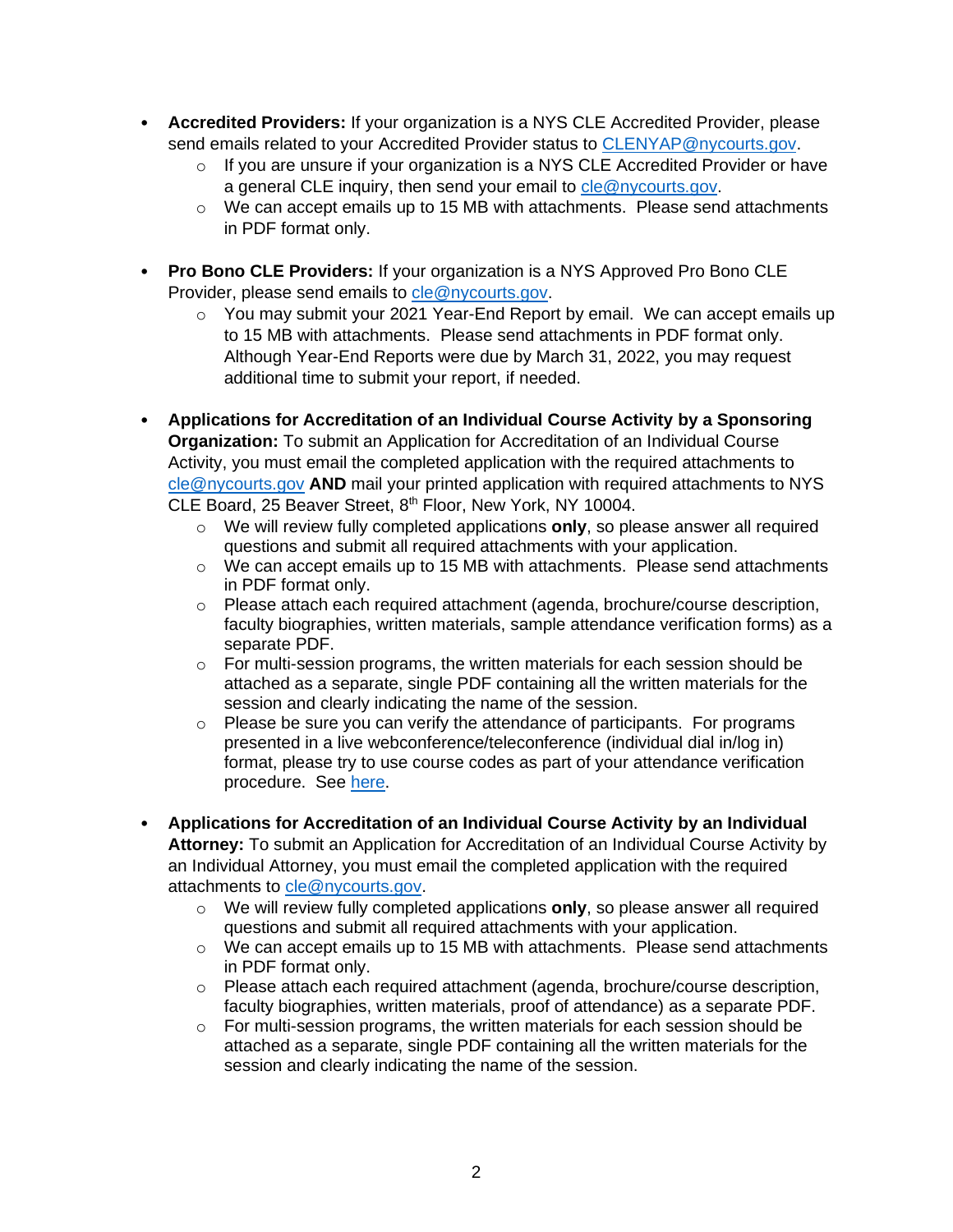- **Accredited Providers:** If your organization is a NYS CLE Accredited Provider, please send emails related to your Accredited Provider status to CLENYAP@nycourts.gov.
  - If you are unsure if your organization is a NYS CLE Accredited Provider or have a general CLE inquiry, then send your email to cle@nycourts.gov.
  - We can accept emails up to 15 MB with attachments. Please send attachments in PDF format only.

- **Pro Bono CLE Providers:** If your organization is a NYS Approved Pro Bono CLE Provider, please send emails to cle@nycourts.gov.
  - You may submit your 2021 Year-End Report by email. We can accept emails up to 15 MB with attachments. Please send attachments in PDF format only. Although Year-End Reports were due by March 31, 2022, you may request additional time to submit your report, if needed.

- **Applications for Accreditation of an Individual Course Activity by a Sponsoring Organization:** To submit an Application for Accreditation of an Individual Course Activity, you must email the completed application with the required attachments to cle@nycourts.gov **AND** mail your printed application with required attachments to NYS CLE Board, 25 Beaver Street, 8th Floor, New York, NY 10004.
  - We will review fully completed applications **only**, so please answer all required questions and submit all required attachments with your application.
  - We can accept emails up to 15 MB with attachments. Please send attachments in PDF format only.
  - Please attach each required attachment (agenda, brochure/course description, faculty biographies, written materials, sample attendance verification forms) as a separate PDF.
  - For multi-session programs, the written materials for each session should be attached as a separate, single PDF containing all the written materials for the session and clearly indicating the name of the session.
  - Please be sure you can verify the attendance of participants. For programs presented in a live webconference/teleconference (individual dial in/log in) format, please try to use course codes as part of your attendance verification procedure. See here.

- **Applications for Accreditation of an Individual Course Activity by an Individual Attorney:** To submit an Application for Accreditation of an Individual Course Activity by an Individual Attorney, you must email the completed application with the required attachments to cle@nycourts.gov.
  - We will review fully completed applications **only**, so please answer all required questions and submit all required attachments with your application.
  - We can accept emails up to 15 MB with attachments. Please send attachments in PDF format only.
  - Please attach each required attachment (agenda, brochure/course description, faculty biographies, written materials, proof of attendance) as a separate PDF.
  - For multi-session programs, the written materials for each session should be attached as a separate, single PDF containing all the written materials for the session and clearly indicating the name of the session.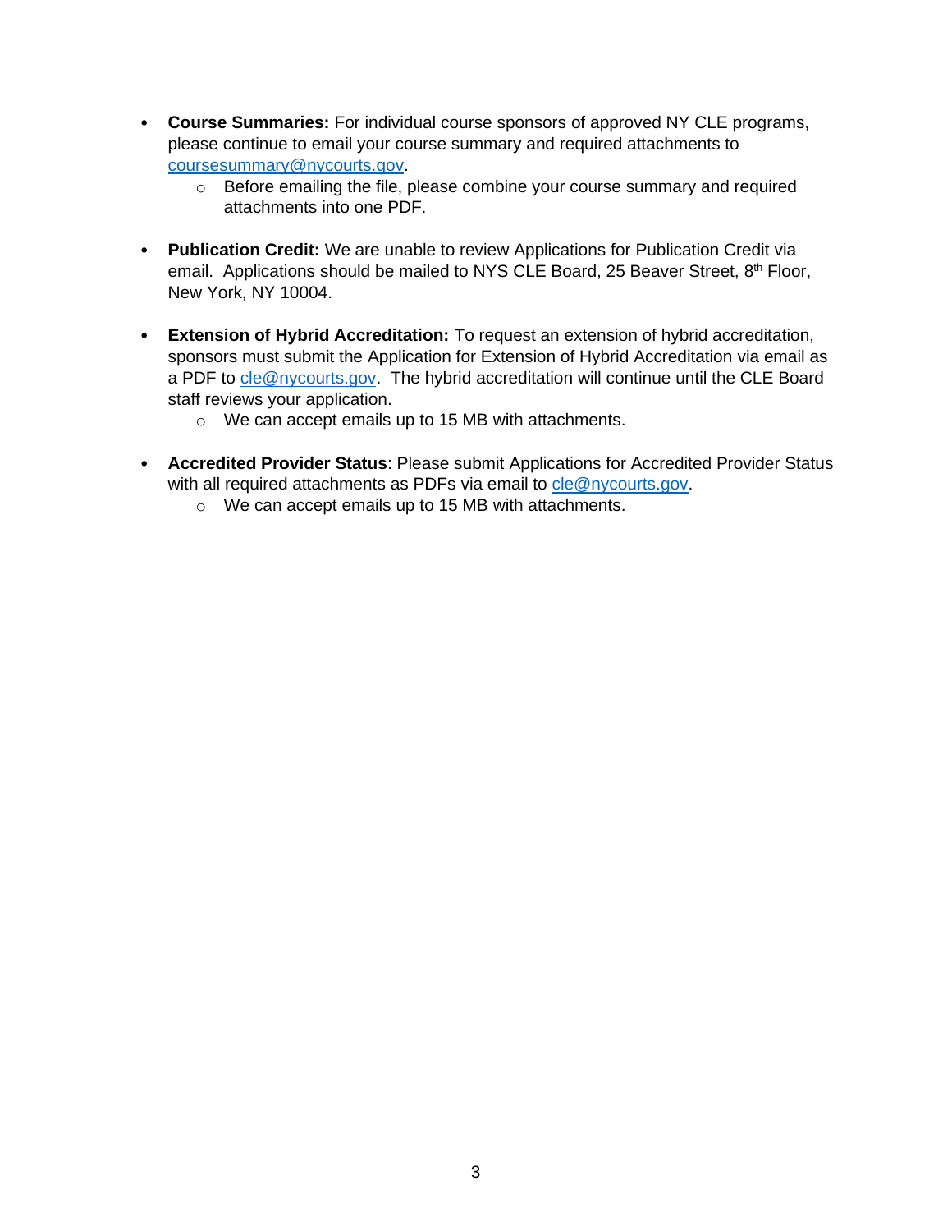- **Course Summaries:** For individual course sponsors of approved NY CLE programs, please continue to email your course summary and required attachments to coursesummary@nycourts.gov.
    - Before emailing the file, please combine your course summary and required attachments into one PDF.

- **Publication Credit:** We are unable to review Applications for Publication Credit via email. Applications should be mailed to NYS CLE Board, 25 Beaver Street, 8th Floor, New York, NY 10004.

- **Extension of Hybrid Accreditation:** To request an extension of hybrid accreditation, sponsors must submit the Application for Extension of Hybrid Accreditation via email as a PDF to cle@nycourts.gov. The hybrid accreditation will continue until the CLE Board staff reviews your application.
    - We can accept emails up to 15 MB with attachments.

- **Accredited Provider Status**: Please submit Applications for Accredited Provider Status with all required attachments as PDFs via email to cle@nycourts.gov.
    - We can accept emails up to 15 MB with attachments.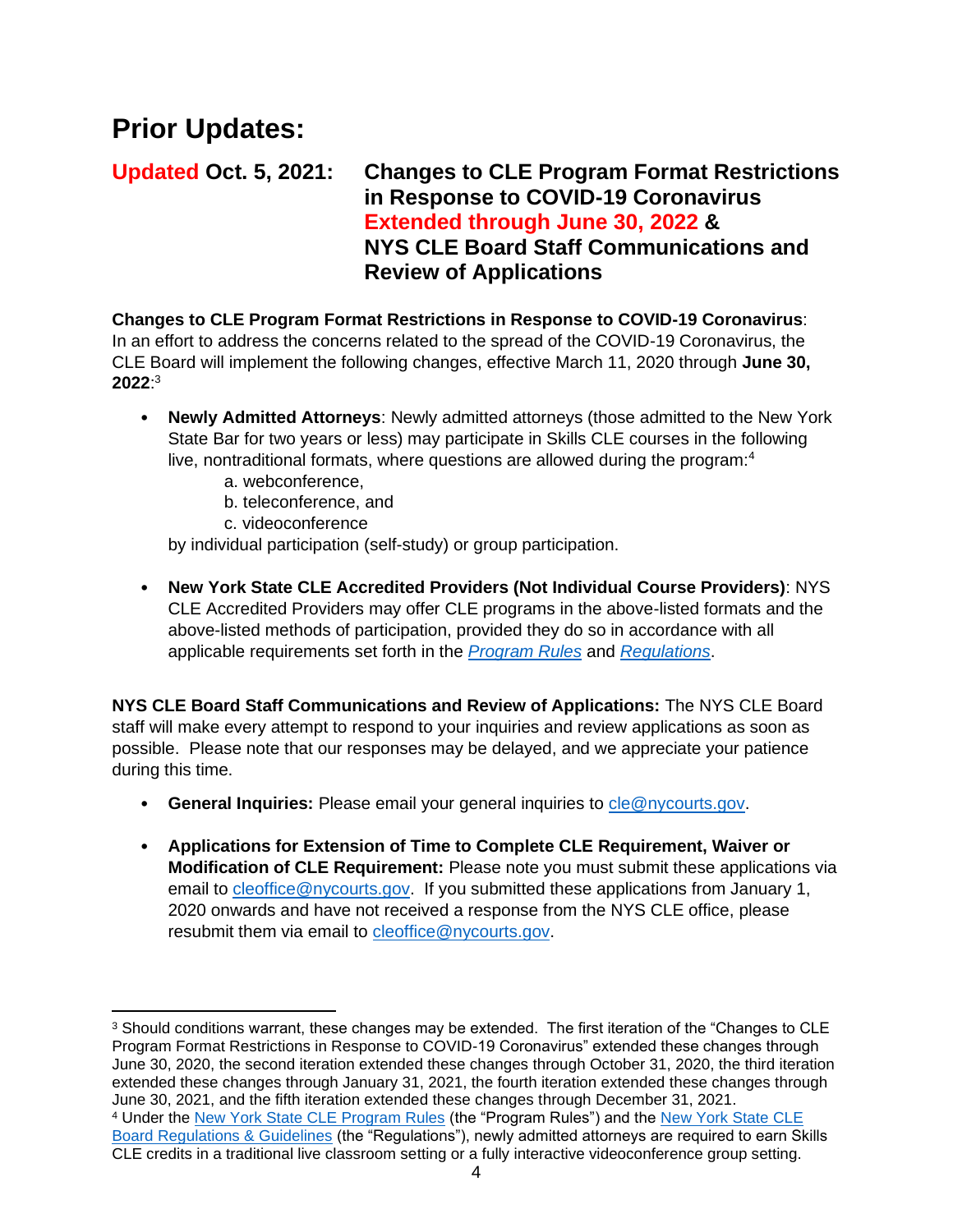# Prior Updates:

## Updated Oct. 5, 2021: Changes to CLE Program Format Restrictions in Response to COVID-19 Coronavirus Extended through June 30, 2022 & NYS CLE Board Staff Communications and Review of Applications

**Changes to CLE Program Format Restrictions in Response to COVID-19 Coronavirus**: In an effort to address the concerns related to the spread of the COVID-19 Coronavirus, the CLE Board will implement the following changes, effective March 11, 2020 through **June 30, 2022**:[3]

- **Newly Admitted Attorneys**: Newly admitted attorneys (those admitted to the New York State Bar for two years or less) may participate in Skills CLE courses in the following live, nontraditional formats, where questions are allowed during the program:[4]
  a. webconference,
  b. teleconference, and
  c. videoconference

  by individual participation (self-study) or group participation.

- **New York State CLE Accredited Providers (Not Individual Course Providers)**: NYS CLE Accredited Providers may offer CLE programs in the above-listed formats and the above-listed methods of participation, provided they do so in accordance with all applicable requirements set forth in the *Program Rules* and *Regulations*.

**NYS CLE Board Staff Communications and Review of Applications:** The NYS CLE Board staff will make every attempt to respond to your inquiries and review applications as soon as possible. Please note that our responses may be delayed, and we appreciate your patience during this time.

- **General Inquiries:** Please email your general inquiries to cle@nycourts.gov.

- **Applications for Extension of Time to Complete CLE Requirement, Waiver or Modification of CLE Requirement:** Please note you must submit these applications via email to cleoffice@nycourts.gov. If you submitted these applications from January 1, 2020 onwards and have not received a response from the NYS CLE office, please resubmit them via email to cleoffice@nycourts.gov.

---

[3] Should conditions warrant, these changes may be extended. The first iteration of the "Changes to CLE Program Format Restrictions in Response to COVID-19 Coronavirus" extended these changes through June 30, 2020, the second iteration extended these changes through October 31, 2020, the third iteration extended these changes through January 31, 2021, the fourth iteration extended these changes through June 30, 2021, and the fifth iteration extended these changes through December 31, 2021.

[4] Under the New York State CLE Program Rules (the "Program Rules") and the New York State CLE Board Regulations & Guidelines (the "Regulations"), newly admitted attorneys are required to earn Skills CLE credits in a traditional live classroom setting or a fully interactive videoconference group setting.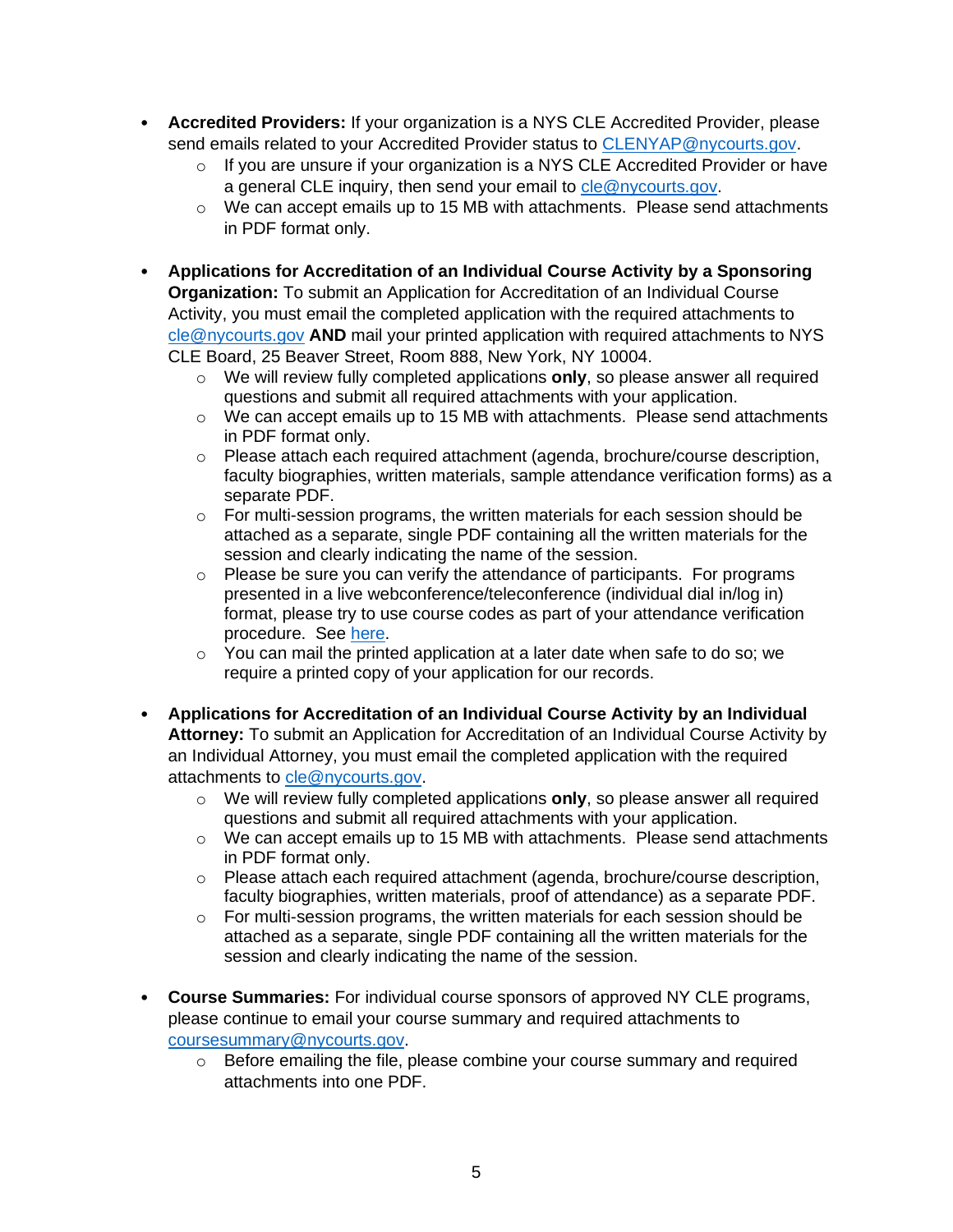- **Accredited Providers:** If your organization is a NYS CLE Accredited Provider, please send emails related to your Accredited Provider status to [CLENYAP@nycourts.gov](mailto:CLENYAP@nycourts.gov).
    - If you are unsure if your organization is a NYS CLE Accredited Provider or have a general CLE inquiry, then send your email to [cle@nycourts.gov](mailto:cle@nycourts.gov).
    - We can accept emails up to 15 MB with attachments. Please send attachments in PDF format only.

- **Applications for Accreditation of an Individual Course Activity by a Sponsoring Organization:** To submit an Application for Accreditation of an Individual Course Activity, you must email the completed application with the required attachments to [cle@nycourts.gov](mailto:cle@nycourts.gov) **AND** mail your printed application with required attachments to NYS CLE Board, 25 Beaver Street, Room 888, New York, NY 10004.
    - We will review fully completed applications **only**, so please answer all required questions and submit all required attachments with your application.
    - We can accept emails up to 15 MB with attachments. Please send attachments in PDF format only.
    - Please attach each required attachment (agenda, brochure/course description, faculty biographies, written materials, sample attendance verification forms) as a separate PDF.
    - For multi-session programs, the written materials for each session should be attached as a separate, single PDF containing all the written materials for the session and clearly indicating the name of the session.
    - Please be sure you can verify the attendance of participants. For programs presented in a live webconference/teleconference (individual dial in/log in) format, please try to use course codes as part of your attendance verification procedure. See here.
    - You can mail the printed application at a later date when safe to do so; we require a printed copy of your application for our records.

- **Applications for Accreditation of an Individual Course Activity by an Individual Attorney:** To submit an Application for Accreditation of an Individual Course Activity by an Individual Attorney, you must email the completed application with the required attachments to [cle@nycourts.gov](mailto:cle@nycourts.gov).
    - We will review fully completed applications **only**, so please answer all required questions and submit all required attachments with your application.
    - We can accept emails up to 15 MB with attachments. Please send attachments in PDF format only.
    - Please attach each required attachment (agenda, brochure/course description, faculty biographies, written materials, proof of attendance) as a separate PDF.
    - For multi-session programs, the written materials for each session should be attached as a separate, single PDF containing all the written materials for the session and clearly indicating the name of the session.

- **Course Summaries:** For individual course sponsors of approved NY CLE programs, please continue to email your course summary and required attachments to [coursesummary@nycourts.gov](mailto:coursesummary@nycourts.gov).
    - Before emailing the file, please combine your course summary and required attachments into one PDF.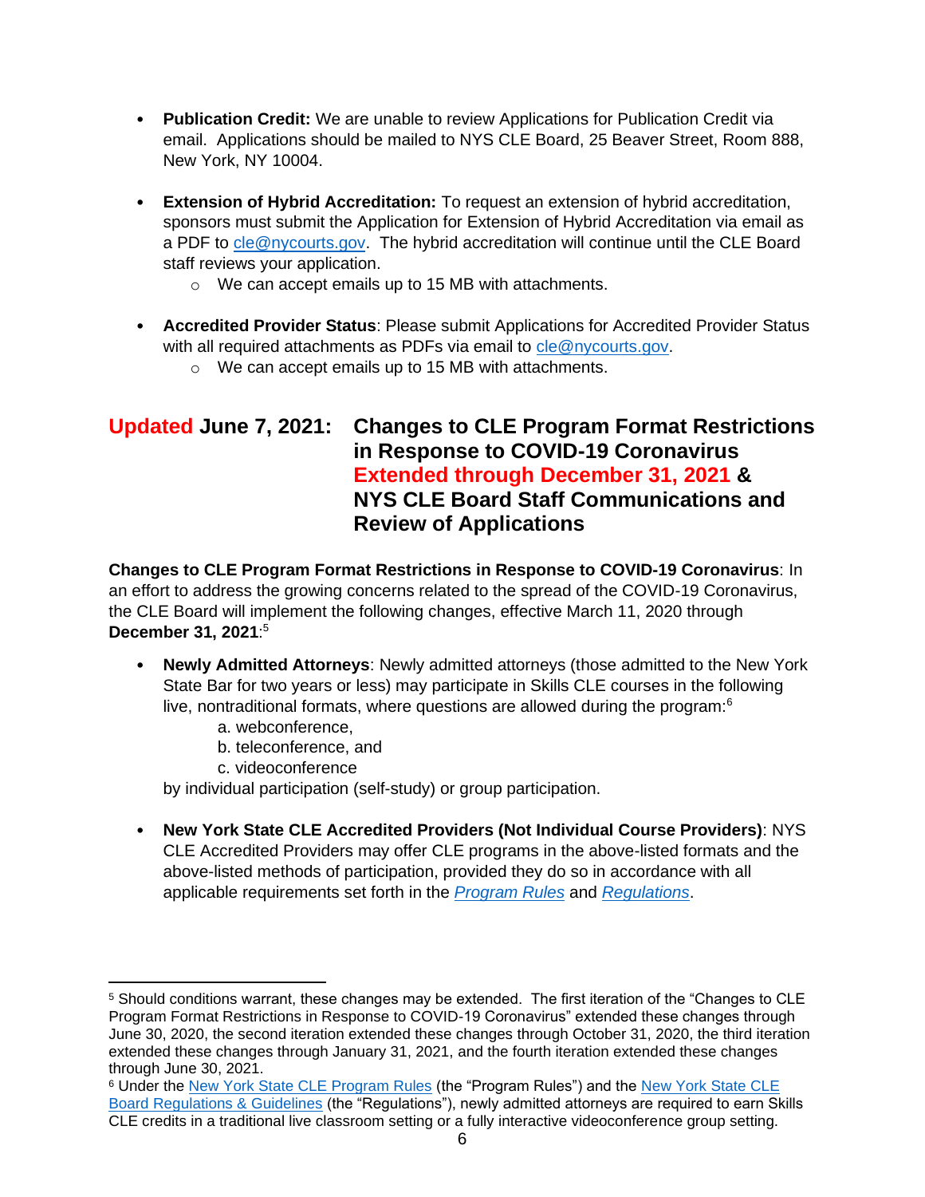- **Publication Credit:** We are unable to review Applications for Publication Credit via email. Applications should be mailed to NYS CLE Board, 25 Beaver Street, Room 888, New York, NY 10004.

- **Extension of Hybrid Accreditation:** To request an extension of hybrid accreditation, sponsors must submit the Application for Extension of Hybrid Accreditation via email as a PDF to cle@nycourts.gov. The hybrid accreditation will continue until the CLE Board staff reviews your application.
  - We can accept emails up to 15 MB with attachments.

- **Accredited Provider Status**: Please submit Applications for Accredited Provider Status with all required attachments as PDFs via email to cle@nycourts.gov.
  - We can accept emails up to 15 MB with attachments.

## Updated June 7, 2021: Changes to CLE Program Format Restrictions in Response to COVID-19 Coronavirus Extended through December 31, 2021 & NYS CLE Board Staff Communications and Review of Applications

**Changes to CLE Program Format Restrictions in Response to COVID-19 Coronavirus**: In an effort to address the growing concerns related to the spread of the COVID-19 Coronavirus, the CLE Board will implement the following changes, effective March 11, 2020 through **December 31, 2021**:[5]

- **Newly Admitted Attorneys**: Newly admitted attorneys (those admitted to the New York State Bar for two years or less) may participate in Skills CLE courses in the following live, nontraditional formats, where questions are allowed during the program:[6]

  a. webconference,
  b. teleconference, and
  c. videoconference

  by individual participation (self-study) or group participation.

- **New York State CLE Accredited Providers (Not Individual Course Providers)**: NYS CLE Accredited Providers may offer CLE programs in the above-listed formats and the above-listed methods of participation, provided they do so in accordance with all applicable requirements set forth in the *Program Rules* and *Regulations*.

---

[5] Should conditions warrant, these changes may be extended. The first iteration of the "Changes to CLE Program Format Restrictions in Response to COVID-19 Coronavirus" extended these changes through June 30, 2020, the second iteration extended these changes through October 31, 2020, the third iteration extended these changes through January 31, 2021, and the fourth iteration extended these changes through June 30, 2021.

[6] Under the New York State CLE Program Rules (the "Program Rules") and the New York State CLE Board Regulations & Guidelines (the "Regulations"), newly admitted attorneys are required to earn Skills CLE credits in a traditional live classroom setting or a fully interactive videoconference group setting.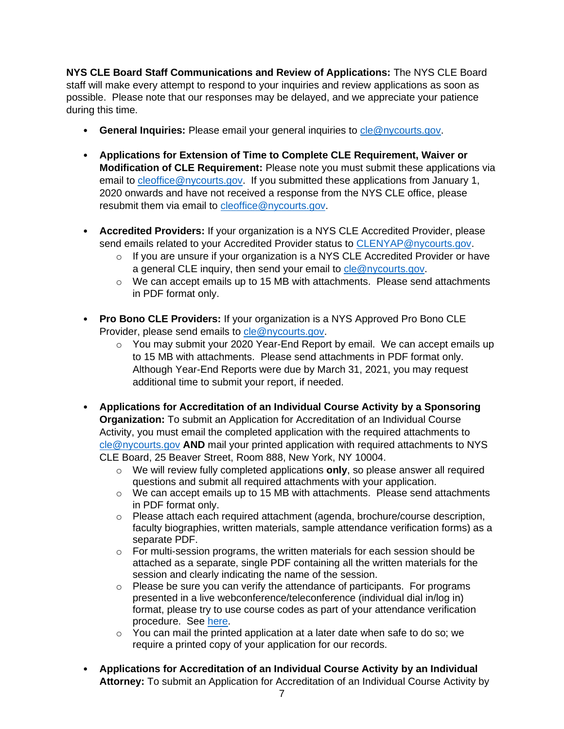**NYS CLE Board Staff Communications and Review of Applications:** The NYS CLE Board staff will make every attempt to respond to your inquiries and review applications as soon as possible. Please note that our responses may be delayed, and we appreciate your patience during this time.

- **General Inquiries:** Please email your general inquiries to cle@nycourts.gov.

- **Applications for Extension of Time to Complete CLE Requirement, Waiver or Modification of CLE Requirement:** Please note you must submit these applications via email to cleoffice@nycourts.gov. If you submitted these applications from January 1, 2020 onwards and have not received a response from the NYS CLE office, please resubmit them via email to cleoffice@nycourts.gov.

- **Accredited Providers:** If your organization is a NYS CLE Accredited Provider, please send emails related to your Accredited Provider status to CLENYAP@nycourts.gov.
  - If you are unsure if your organization is a NYS CLE Accredited Provider or have a general CLE inquiry, then send your email to cle@nycourts.gov.
  - We can accept emails up to 15 MB with attachments. Please send attachments in PDF format only.

- **Pro Bono CLE Providers:** If your organization is a NYS Approved Pro Bono CLE Provider, please send emails to cle@nycourts.gov.
  - You may submit your 2020 Year-End Report by email. We can accept emails up to 15 MB with attachments. Please send attachments in PDF format only. Although Year-End Reports were due by March 31, 2021, you may request additional time to submit your report, if needed.

- **Applications for Accreditation of an Individual Course Activity by a Sponsoring Organization:** To submit an Application for Accreditation of an Individual Course Activity, you must email the completed application with the required attachments to cle@nycourts.gov **AND** mail your printed application with required attachments to NYS CLE Board, 25 Beaver Street, Room 888, New York, NY 10004.
  - We will review fully completed applications **only**, so please answer all required questions and submit all required attachments with your application.
  - We can accept emails up to 15 MB with attachments. Please send attachments in PDF format only.
  - Please attach each required attachment (agenda, brochure/course description, faculty biographies, written materials, sample attendance verification forms) as a separate PDF.
  - For multi-session programs, the written materials for each session should be attached as a separate, single PDF containing all the written materials for the session and clearly indicating the name of the session.
  - Please be sure you can verify the attendance of participants. For programs presented in a live webconference/teleconference (individual dial in/log in) format, please try to use course codes as part of your attendance verification procedure. See here.
  - You can mail the printed application at a later date when safe to do so; we require a printed copy of your application for our records.

- **Applications for Accreditation of an Individual Course Activity by an Individual Attorney:** To submit an Application for Accreditation of an Individual Course Activity by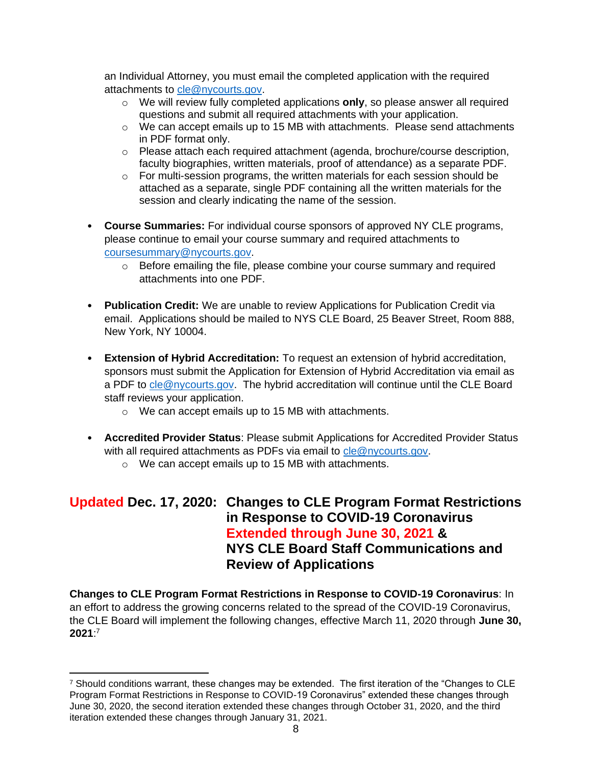an Individual Attorney, you must email the completed application with the required attachments to cle@nycourts.gov.

- We will review fully completed applications **only**, so please answer all required questions and submit all required attachments with your application.
- We can accept emails up to 15 MB with attachments. Please send attachments in PDF format only.
- Please attach each required attachment (agenda, brochure/course description, faculty biographies, written materials, proof of attendance) as a separate PDF.
- For multi-session programs, the written materials for each session should be attached as a separate, single PDF containing all the written materials for the session and clearly indicating the name of the session.

- **Course Summaries:** For individual course sponsors of approved NY CLE programs, please continue to email your course summary and required attachments to coursesummary@nycourts.gov.
  - Before emailing the file, please combine your course summary and required attachments into one PDF.

- **Publication Credit:** We are unable to review Applications for Publication Credit via email. Applications should be mailed to NYS CLE Board, 25 Beaver Street, Room 888, New York, NY 10004.

- **Extension of Hybrid Accreditation:** To request an extension of hybrid accreditation, sponsors must submit the Application for Extension of Hybrid Accreditation via email as a PDF to cle@nycourts.gov. The hybrid accreditation will continue until the CLE Board staff reviews your application.
  - We can accept emails up to 15 MB with attachments.

- **Accredited Provider Status**: Please submit Applications for Accredited Provider Status with all required attachments as PDFs via email to cle@nycourts.gov.
  - We can accept emails up to 15 MB with attachments.

## Updated Dec. 17, 2020: Changes to CLE Program Format Restrictions in Response to COVID-19 Coronavirus Extended through June 30, 2021 & NYS CLE Board Staff Communications and Review of Applications

**Changes to CLE Program Format Restrictions in Response to COVID-19 Coronavirus**: In an effort to address the growing concerns related to the spread of the COVID-19 Coronavirus, the CLE Board will implement the following changes, effective March 11, 2020 through **June 30, 2021**:[7]

---

[7] Should conditions warrant, these changes may be extended. The first iteration of the "Changes to CLE Program Format Restrictions in Response to COVID-19 Coronavirus" extended these changes through June 30, 2020, the second iteration extended these changes through October 31, 2020, and the third iteration extended these changes through January 31, 2021.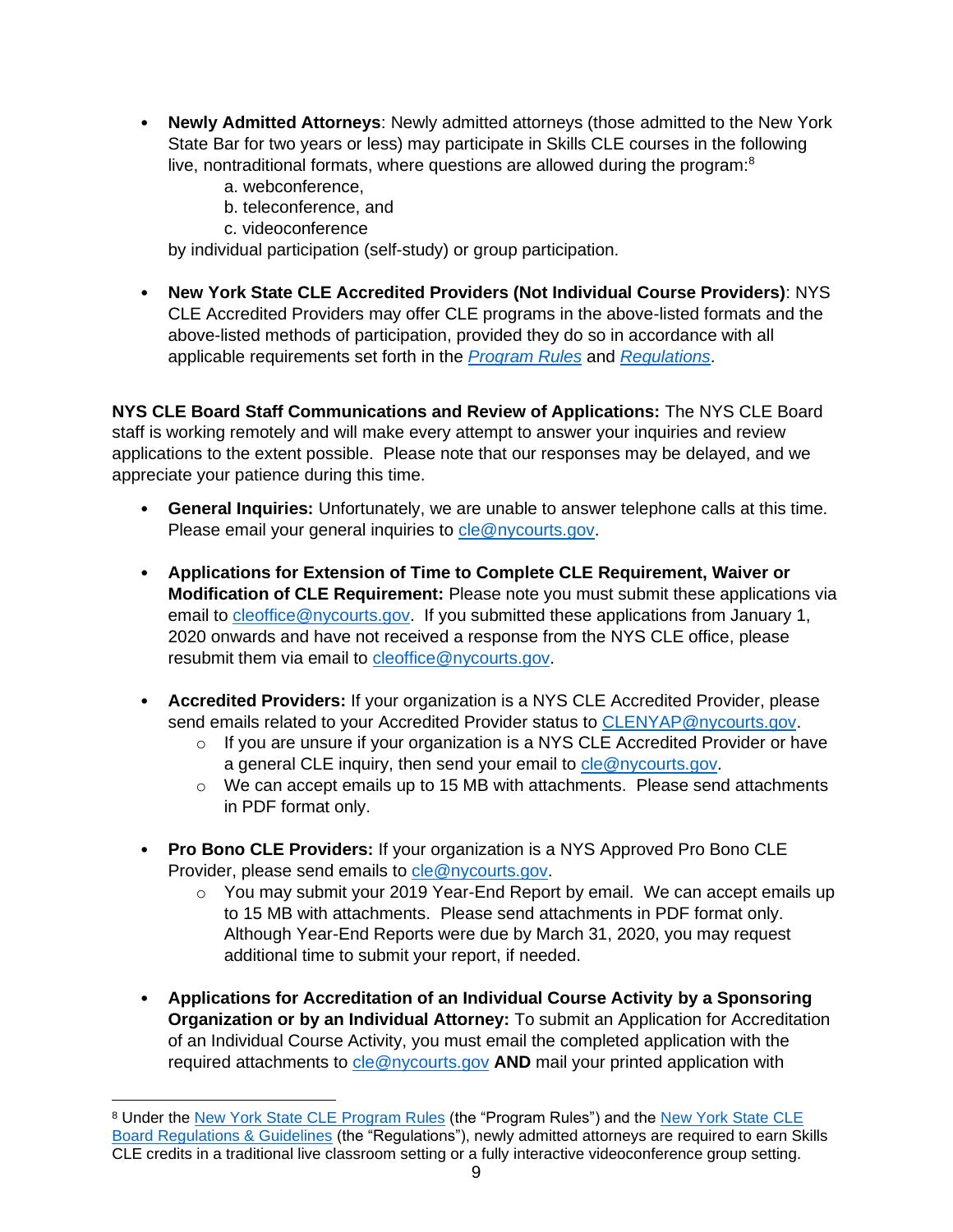- **Newly Admitted Attorneys**: Newly admitted attorneys (those admitted to the New York State Bar for two years or less) may participate in Skills CLE courses in the following live, nontraditional formats, where questions are allowed during the program:[8]
  - a. webconference,
  - b. teleconference, and
  - c. videoconference

  by individual participation (self-study) or group participation.

- **New York State CLE Accredited Providers (Not Individual Course Providers)**: NYS CLE Accredited Providers may offer CLE programs in the above-listed formats and the above-listed methods of participation, provided they do so in accordance with all applicable requirements set forth in the *Program Rules* and *Regulations*.

**NYS CLE Board Staff Communications and Review of Applications:** The NYS CLE Board staff is working remotely and will make every attempt to answer your inquiries and review applications to the extent possible. Please note that our responses may be delayed, and we appreciate your patience during this time.

- **General Inquiries:** Unfortunately, we are unable to answer telephone calls at this time. Please email your general inquiries to cle@nycourts.gov.

- **Applications for Extension of Time to Complete CLE Requirement, Waiver or Modification of CLE Requirement:** Please note you must submit these applications via email to cleoffice@nycourts.gov. If you submitted these applications from January 1, 2020 onwards and have not received a response from the NYS CLE office, please resubmit them via email to cleoffice@nycourts.gov.

- **Accredited Providers:** If your organization is a NYS CLE Accredited Provider, please send emails related to your Accredited Provider status to CLENYAP@nycourts.gov.
  - If you are unsure if your organization is a NYS CLE Accredited Provider or have a general CLE inquiry, then send your email to cle@nycourts.gov.
  - We can accept emails up to 15 MB with attachments. Please send attachments in PDF format only.

- **Pro Bono CLE Providers:** If your organization is a NYS Approved Pro Bono CLE Provider, please send emails to cle@nycourts.gov.
  - You may submit your 2019 Year-End Report by email. We can accept emails up to 15 MB with attachments. Please send attachments in PDF format only. Although Year-End Reports were due by March 31, 2020, you may request additional time to submit your report, if needed.

- **Applications for Accreditation of an Individual Course Activity by a Sponsoring Organization or by an Individual Attorney:** To submit an Application for Accreditation of an Individual Course Activity, you must email the completed application with the required attachments to cle@nycourts.gov **AND** mail your printed application with

---

[8] Under the New York State CLE Program Rules (the "Program Rules") and the New York State CLE Board Regulations & Guidelines (the "Regulations"), newly admitted attorneys are required to earn Skills CLE credits in a traditional live classroom setting or a fully interactive videoconference group setting.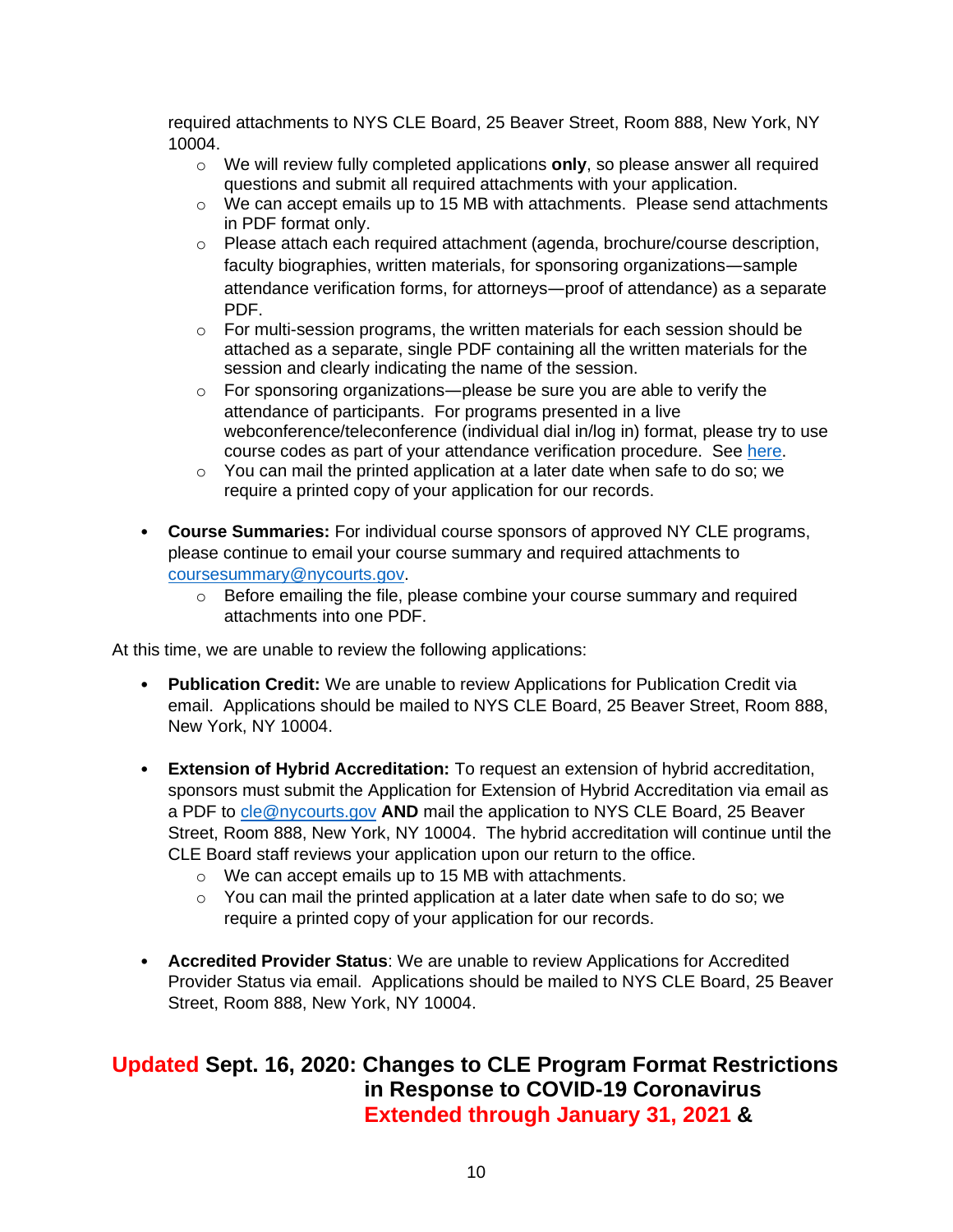required attachments to NYS CLE Board, 25 Beaver Street, Room 888, New York, NY 10004.

- We will review fully completed applications **only**, so please answer all required questions and submit all required attachments with your application.
- We can accept emails up to 15 MB with attachments. Please send attachments in PDF format only.
- Please attach each required attachment (agenda, brochure/course description, faculty biographies, written materials, for sponsoring organizations—sample attendance verification forms, for attorneys—proof of attendance) as a separate PDF.
- For multi-session programs, the written materials for each session should be attached as a separate, single PDF containing all the written materials for the session and clearly indicating the name of the session.
- For sponsoring organizations—please be sure you are able to verify the attendance of participants. For programs presented in a live webconference/teleconference (individual dial in/log in) format, please try to use course codes as part of your attendance verification procedure. See here.
- You can mail the printed application at a later date when safe to do so; we require a printed copy of your application for our records.

- **Course Summaries:** For individual course sponsors of approved NY CLE programs, please continue to email your course summary and required attachments to coursesummary@nycourts.gov.
  - Before emailing the file, please combine your course summary and required attachments into one PDF.

At this time, we are unable to review the following applications:

- **Publication Credit:** We are unable to review Applications for Publication Credit via email. Applications should be mailed to NYS CLE Board, 25 Beaver Street, Room 888, New York, NY 10004.

- **Extension of Hybrid Accreditation:** To request an extension of hybrid accreditation, sponsors must submit the Application for Extension of Hybrid Accreditation via email as a PDF to cle@nycourts.gov **AND** mail the application to NYS CLE Board, 25 Beaver Street, Room 888, New York, NY 10004. The hybrid accreditation will continue until the CLE Board staff reviews your application upon our return to the office.
  - We can accept emails up to 15 MB with attachments.
  - You can mail the printed application at a later date when safe to do so; we require a printed copy of your application for our records.

- **Accredited Provider Status**: We are unable to review Applications for Accredited Provider Status via email. Applications should be mailed to NYS CLE Board, 25 Beaver Street, Room 888, New York, NY 10004.

## Updated Sept. 16, 2020: Changes to CLE Program Format Restrictions in Response to COVID-19 Coronavirus Extended through January 31, 2021 &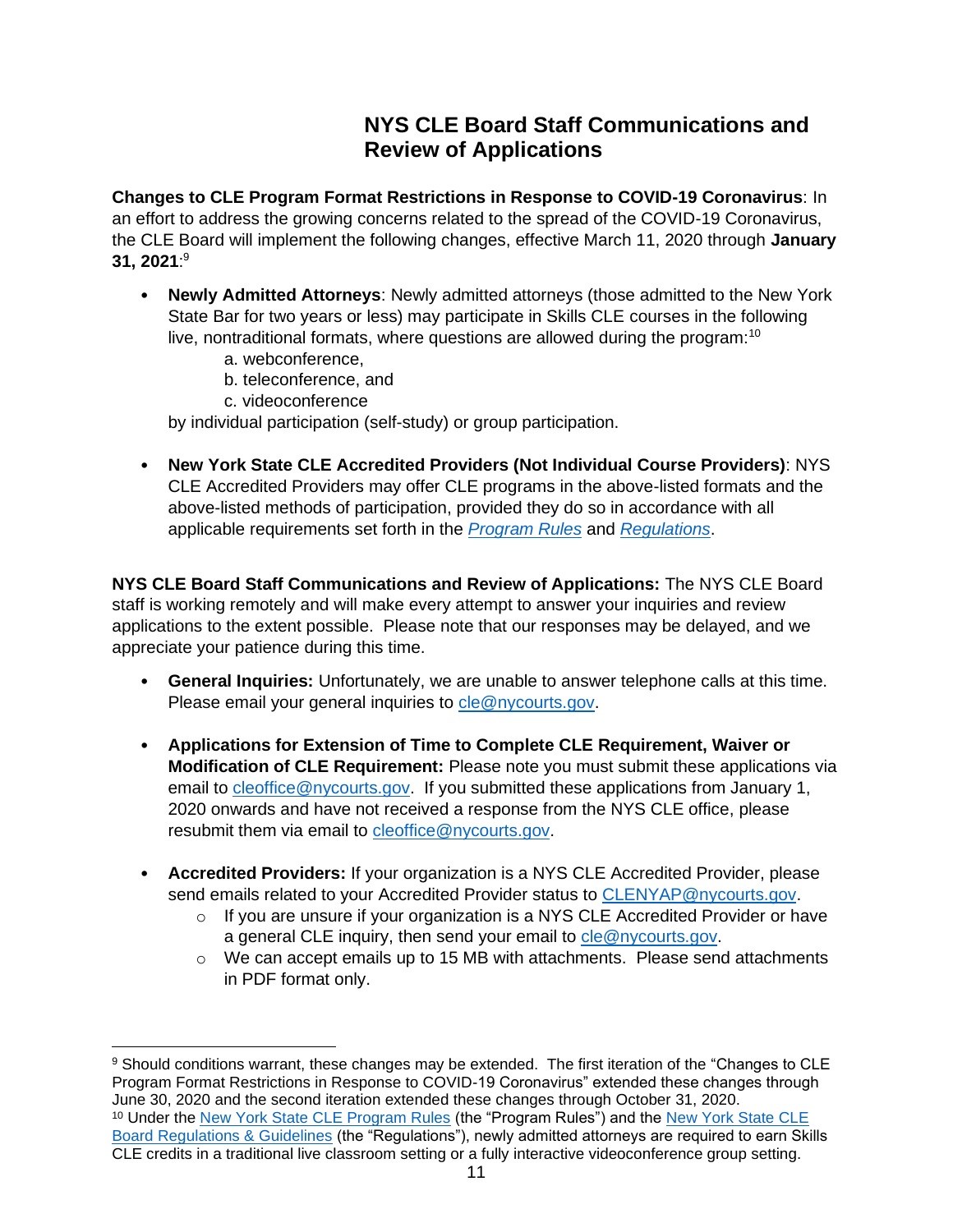# NYS CLE Board Staff Communications and Review of Applications

**Changes to CLE Program Format Restrictions in Response to COVID-19 Coronavirus**: In an effort to address the growing concerns related to the spread of the COVID-19 Coronavirus, the CLE Board will implement the following changes, effective March 11, 2020 through **January 31, 2021**:[9]

- **Newly Admitted Attorneys**: Newly admitted attorneys (those admitted to the New York State Bar for two years or less) may participate in Skills CLE courses in the following live, nontraditional formats, where questions are allowed during the program:[10]
  - a. webconference,
  - b. teleconference, and
  - c. videoconference

  by individual participation (self-study) or group participation.

- **New York State CLE Accredited Providers (Not Individual Course Providers)**: NYS CLE Accredited Providers may offer CLE programs in the above-listed formats and the above-listed methods of participation, provided they do so in accordance with all applicable requirements set forth in the *Program Rules* and *Regulations*.

**NYS CLE Board Staff Communications and Review of Applications:** The NYS CLE Board staff is working remotely and will make every attempt to answer your inquiries and review applications to the extent possible. Please note that our responses may be delayed, and we appreciate your patience during this time.

- **General Inquiries:** Unfortunately, we are unable to answer telephone calls at this time. Please email your general inquiries to cle@nycourts.gov.

- **Applications for Extension of Time to Complete CLE Requirement, Waiver or Modification of CLE Requirement:** Please note you must submit these applications via email to cleoffice@nycourts.gov. If you submitted these applications from January 1, 2020 onwards and have not received a response from the NYS CLE office, please resubmit them via email to cleoffice@nycourts.gov.

- **Accredited Providers:** If your organization is a NYS CLE Accredited Provider, please send emails related to your Accredited Provider status to CLENYAP@nycourts.gov.
  - If you are unsure if your organization is a NYS CLE Accredited Provider or have a general CLE inquiry, then send your email to cle@nycourts.gov.
  - We can accept emails up to 15 MB with attachments. Please send attachments in PDF format only.

---

[9] Should conditions warrant, these changes may be extended. The first iteration of the "Changes to CLE Program Format Restrictions in Response to COVID-19 Coronavirus" extended these changes through June 30, 2020 and the second iteration extended these changes through October 31, 2020.

[10] Under the New York State CLE Program Rules (the "Program Rules") and the New York State CLE Board Regulations & Guidelines (the "Regulations"), newly admitted attorneys are required to earn Skills CLE credits in a traditional live classroom setting or a fully interactive videoconference group setting.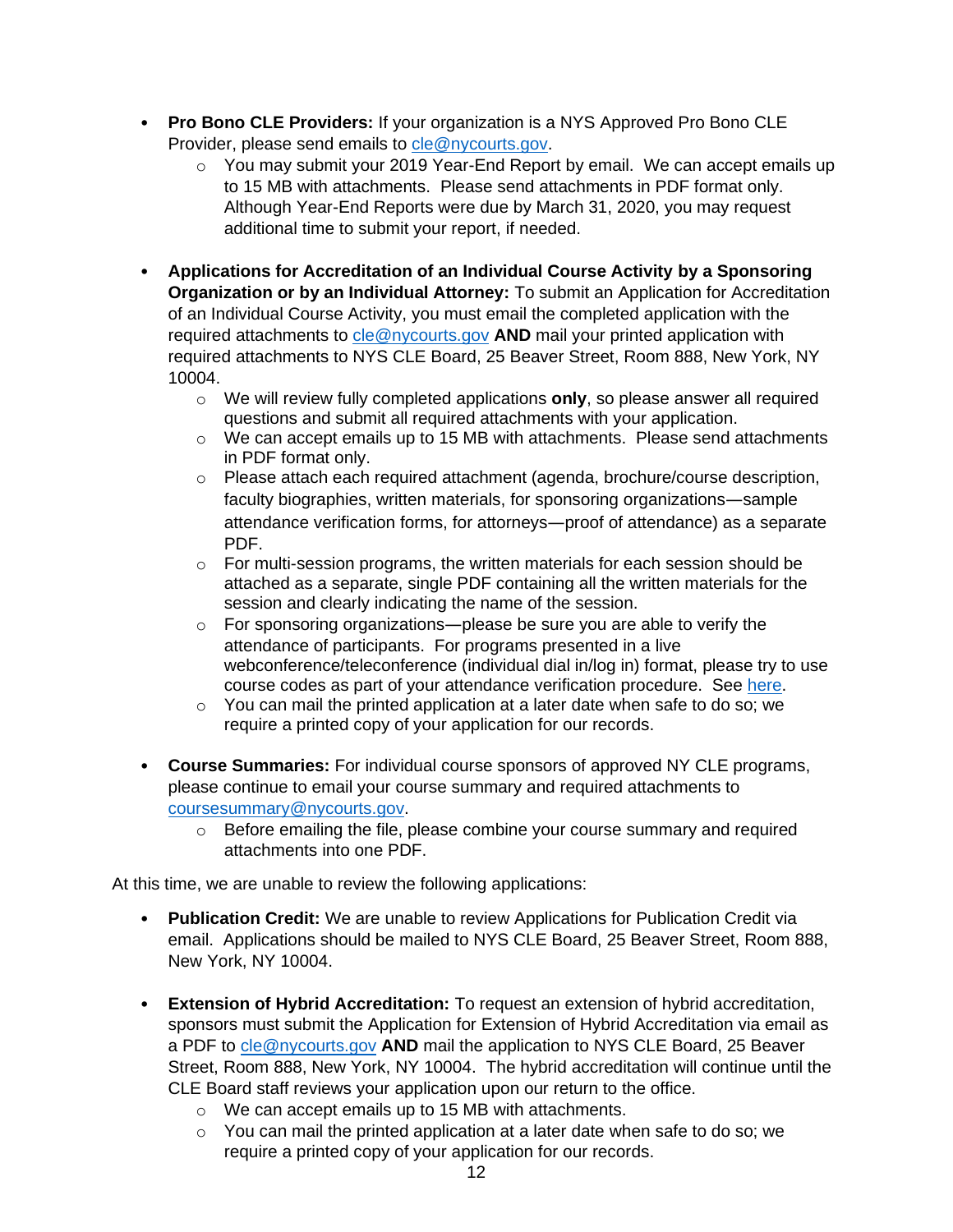- **Pro Bono CLE Providers:** If your organization is a NYS Approved Pro Bono CLE Provider, please send emails to cle@nycourts.gov.
  - You may submit your 2019 Year-End Report by email. We can accept emails up to 15 MB with attachments. Please send attachments in PDF format only. Although Year-End Reports were due by March 31, 2020, you may request additional time to submit your report, if needed.

- **Applications for Accreditation of an Individual Course Activity by a Sponsoring Organization or by an Individual Attorney:** To submit an Application for Accreditation of an Individual Course Activity, you must email the completed application with the required attachments to cle@nycourts.gov **AND** mail your printed application with required attachments to NYS CLE Board, 25 Beaver Street, Room 888, New York, NY 10004.
  - We will review fully completed applications **only**, so please answer all required questions and submit all required attachments with your application.
  - We can accept emails up to 15 MB with attachments. Please send attachments in PDF format only.
  - Please attach each required attachment (agenda, brochure/course description, faculty biographies, written materials, for sponsoring organizations—sample attendance verification forms, for attorneys—proof of attendance) as a separate PDF.
  - For multi-session programs, the written materials for each session should be attached as a separate, single PDF containing all the written materials for the session and clearly indicating the name of the session.
  - For sponsoring organizations—please be sure you are able to verify the attendance of participants. For programs presented in a live webconference/teleconference (individual dial in/log in) format, please try to use course codes as part of your attendance verification procedure. See here.
  - You can mail the printed application at a later date when safe to do so; we require a printed copy of your application for our records.

- **Course Summaries:** For individual course sponsors of approved NY CLE programs, please continue to email your course summary and required attachments to coursesummary@nycourts.gov.
  - Before emailing the file, please combine your course summary and required attachments into one PDF.

At this time, we are unable to review the following applications:

- **Publication Credit:** We are unable to review Applications for Publication Credit via email. Applications should be mailed to NYS CLE Board, 25 Beaver Street, Room 888, New York, NY 10004.

- **Extension of Hybrid Accreditation:** To request an extension of hybrid accreditation, sponsors must submit the Application for Extension of Hybrid Accreditation via email as a PDF to cle@nycourts.gov **AND** mail the application to NYS CLE Board, 25 Beaver Street, Room 888, New York, NY 10004. The hybrid accreditation will continue until the CLE Board staff reviews your application upon our return to the office.
  - We can accept emails up to 15 MB with attachments.
  - You can mail the printed application at a later date when safe to do so; we require a printed copy of your application for our records.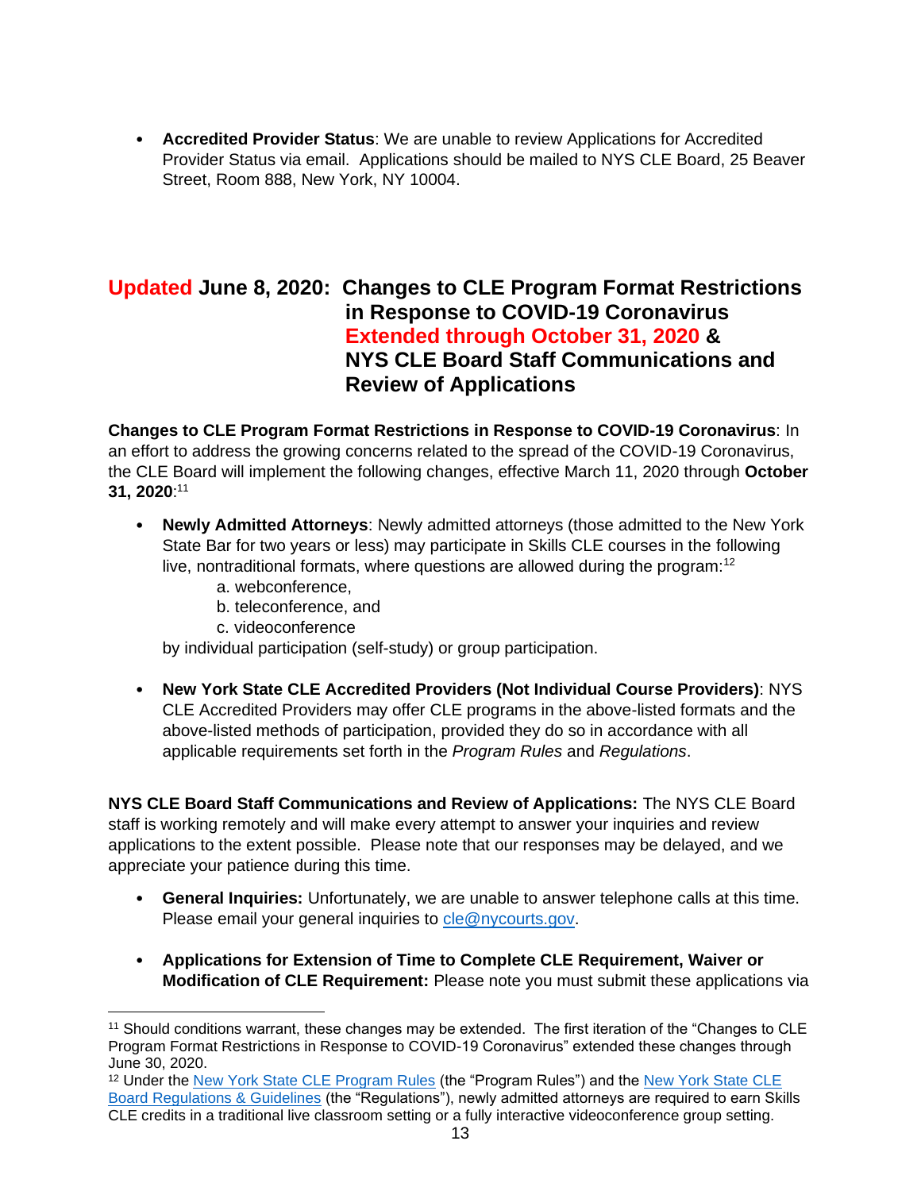- **Accredited Provider Status**: We are unable to review Applications for Accredited Provider Status via email. Applications should be mailed to NYS CLE Board, 25 Beaver Street, Room 888, New York, NY 10004.

## Updated June 8, 2020: Changes to CLE Program Format Restrictions in Response to COVID-19 Coronavirus Extended through October 31, 2020 & NYS CLE Board Staff Communications and Review of Applications

**Changes to CLE Program Format Restrictions in Response to COVID-19 Coronavirus**: In an effort to address the growing concerns related to the spread of the COVID-19 Coronavirus, the CLE Board will implement the following changes, effective March 11, 2020 through **October 31, 2020**:[11]

- **Newly Admitted Attorneys**: Newly admitted attorneys (those admitted to the New York State Bar for two years or less) may participate in Skills CLE courses in the following live, nontraditional formats, where questions are allowed during the program:[12]
  a. webconference,
  b. teleconference, and
  c. videoconference

  by individual participation (self-study) or group participation.

- **New York State CLE Accredited Providers (Not Individual Course Providers)**: NYS CLE Accredited Providers may offer CLE programs in the above-listed formats and the above-listed methods of participation, provided they do so in accordance with all applicable requirements set forth in the *Program Rules* and *Regulations*.

**NYS CLE Board Staff Communications and Review of Applications:** The NYS CLE Board staff is working remotely and will make every attempt to answer your inquiries and review applications to the extent possible. Please note that our responses may be delayed, and we appreciate your patience during this time.

- **General Inquiries:** Unfortunately, we are unable to answer telephone calls at this time. Please email your general inquiries to cle@nycourts.gov.

- **Applications for Extension of Time to Complete CLE Requirement, Waiver or Modification of CLE Requirement:** Please note you must submit these applications via

---

[11] Should conditions warrant, these changes may be extended. The first iteration of the "Changes to CLE Program Format Restrictions in Response to COVID-19 Coronavirus" extended these changes through June 30, 2020.

[12] Under the New York State CLE Program Rules (the "Program Rules") and the New York State CLE Board Regulations & Guidelines (the "Regulations"), newly admitted attorneys are required to earn Skills CLE credits in a traditional live classroom setting or a fully interactive videoconference group setting.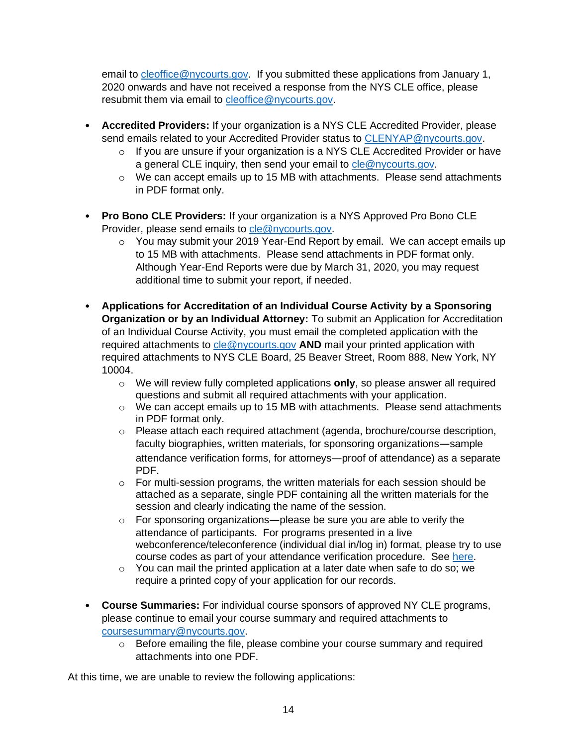email to cleoffice@nycourts.gov. If you submitted these applications from January 1, 2020 onwards and have not received a response from the NYS CLE office, please resubmit them via email to cleoffice@nycourts.gov.

- **Accredited Providers:** If your organization is a NYS CLE Accredited Provider, please send emails related to your Accredited Provider status to CLENYAP@nycourts.gov.
  - If you are unsure if your organization is a NYS CLE Accredited Provider or have a general CLE inquiry, then send your email to cle@nycourts.gov.
  - We can accept emails up to 15 MB with attachments. Please send attachments in PDF format only.

- **Pro Bono CLE Providers:** If your organization is a NYS Approved Pro Bono CLE Provider, please send emails to cle@nycourts.gov.
  - You may submit your 2019 Year-End Report by email. We can accept emails up to 15 MB with attachments. Please send attachments in PDF format only. Although Year-End Reports were due by March 31, 2020, you may request additional time to submit your report, if needed.

- **Applications for Accreditation of an Individual Course Activity by a Sponsoring Organization or by an Individual Attorney:** To submit an Application for Accreditation of an Individual Course Activity, you must email the completed application with the required attachments to cle@nycourts.gov **AND** mail your printed application with required attachments to NYS CLE Board, 25 Beaver Street, Room 888, New York, NY 10004.
  - We will review fully completed applications **only**, so please answer all required questions and submit all required attachments with your application.
  - We can accept emails up to 15 MB with attachments. Please send attachments in PDF format only.
  - Please attach each required attachment (agenda, brochure/course description, faculty biographies, written materials, for sponsoring organizations—sample attendance verification forms, for attorneys—proof of attendance) as a separate PDF.
  - For multi-session programs, the written materials for each session should be attached as a separate, single PDF containing all the written materials for the session and clearly indicating the name of the session.
  - For sponsoring organizations—please be sure you are able to verify the attendance of participants. For programs presented in a live webconference/teleconference (individual dial in/log in) format, please try to use course codes as part of your attendance verification procedure. See here.
  - You can mail the printed application at a later date when safe to do so; we require a printed copy of your application for our records.

- **Course Summaries:** For individual course sponsors of approved NY CLE programs, please continue to email your course summary and required attachments to coursesummary@nycourts.gov.
  - Before emailing the file, please combine your course summary and required attachments into one PDF.

At this time, we are unable to review the following applications: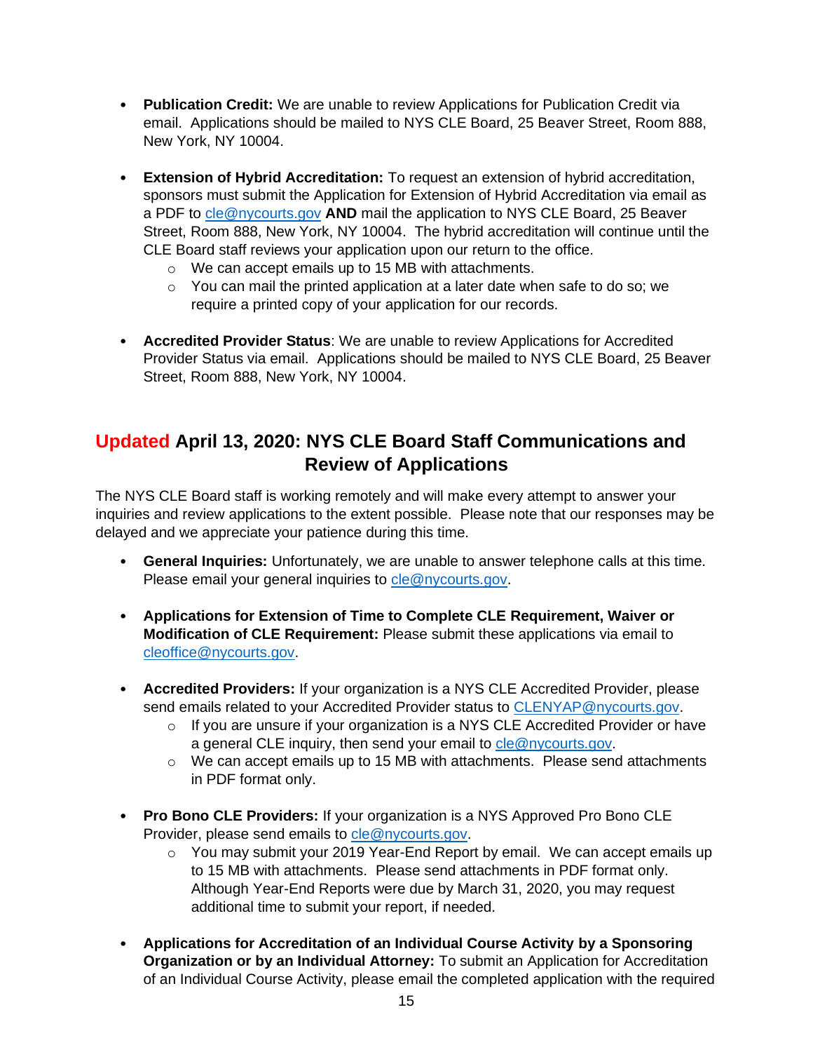- **Publication Credit:** We are unable to review Applications for Publication Credit via email. Applications should be mailed to NYS CLE Board, 25 Beaver Street, Room 888, New York, NY 10004.

- **Extension of Hybrid Accreditation:** To request an extension of hybrid accreditation, sponsors must submit the Application for Extension of Hybrid Accreditation via email as a PDF to cle@nycourts.gov **AND** mail the application to NYS CLE Board, 25 Beaver Street, Room 888, New York, NY 10004. The hybrid accreditation will continue until the CLE Board staff reviews your application upon our return to the office.
  - We can accept emails up to 15 MB with attachments.
  - You can mail the printed application at a later date when safe to do so; we require a printed copy of your application for our records.

- **Accredited Provider Status**: We are unable to review Applications for Accredited Provider Status via email. Applications should be mailed to NYS CLE Board, 25 Beaver Street, Room 888, New York, NY 10004.

## Updated April 13, 2020: NYS CLE Board Staff Communications and Review of Applications

The NYS CLE Board staff is working remotely and will make every attempt to answer your inquiries and review applications to the extent possible. Please note that our responses may be delayed and we appreciate your patience during this time.

- **General Inquiries:** Unfortunately, we are unable to answer telephone calls at this time. Please email your general inquiries to cle@nycourts.gov.

- **Applications for Extension of Time to Complete CLE Requirement, Waiver or Modification of CLE Requirement:** Please submit these applications via email to cleoffice@nycourts.gov.

- **Accredited Providers:** If your organization is a NYS CLE Accredited Provider, please send emails related to your Accredited Provider status to CLENYAP@nycourts.gov.
  - If you are unsure if your organization is a NYS CLE Accredited Provider or have a general CLE inquiry, then send your email to cle@nycourts.gov.
  - We can accept emails up to 15 MB with attachments. Please send attachments in PDF format only.

- **Pro Bono CLE Providers:** If your organization is a NYS Approved Pro Bono CLE Provider, please send emails to cle@nycourts.gov.
  - You may submit your 2019 Year-End Report by email. We can accept emails up to 15 MB with attachments. Please send attachments in PDF format only. Although Year-End Reports were due by March 31, 2020, you may request additional time to submit your report, if needed.

- **Applications for Accreditation of an Individual Course Activity by a Sponsoring Organization or by an Individual Attorney:** To submit an Application for Accreditation of an Individual Course Activity, please email the completed application with the required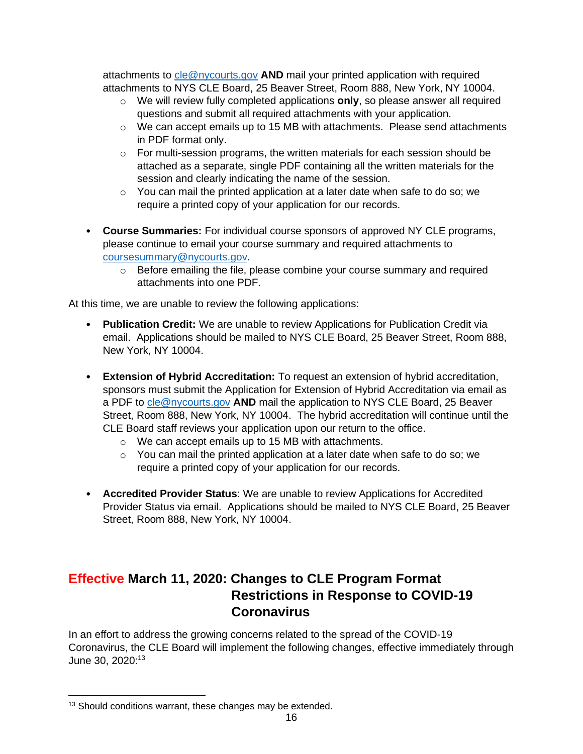attachments to cle@nycourts.gov **AND** mail your printed application with required attachments to NYS CLE Board, 25 Beaver Street, Room 888, New York, NY 10004.

  - We will review fully completed applications **only**, so please answer all required questions and submit all required attachments with your application.
  - We can accept emails up to 15 MB with attachments. Please send attachments in PDF format only.
  - For multi-session programs, the written materials for each session should be attached as a separate, single PDF containing all the written materials for the session and clearly indicating the name of the session.
  - You can mail the printed application at a later date when safe to do so; we require a printed copy of your application for our records.

- **Course Summaries:** For individual course sponsors of approved NY CLE programs, please continue to email your course summary and required attachments to coursesummary@nycourts.gov.
  - Before emailing the file, please combine your course summary and required attachments into one PDF.

At this time, we are unable to review the following applications:

- **Publication Credit:** We are unable to review Applications for Publication Credit via email. Applications should be mailed to NYS CLE Board, 25 Beaver Street, Room 888, New York, NY 10004.

- **Extension of Hybrid Accreditation:** To request an extension of hybrid accreditation, sponsors must submit the Application for Extension of Hybrid Accreditation via email as a PDF to cle@nycourts.gov **AND** mail the application to NYS CLE Board, 25 Beaver Street, Room 888, New York, NY 10004. The hybrid accreditation will continue until the CLE Board staff reviews your application upon our return to the office.
  - We can accept emails up to 15 MB with attachments.
  - You can mail the printed application at a later date when safe to do so; we require a printed copy of your application for our records.

- **Accredited Provider Status**: We are unable to review Applications for Accredited Provider Status via email. Applications should be mailed to NYS CLE Board, 25 Beaver Street, Room 888, New York, NY 10004.

## Effective March 11, 2020: Changes to CLE Program Format Restrictions in Response to COVID-19 Coronavirus

In an effort to address the growing concerns related to the spread of the COVID-19 Coronavirus, the CLE Board will implement the following changes, effective immediately through June 30, 2020:[13]

[13] Should conditions warrant, these changes may be extended.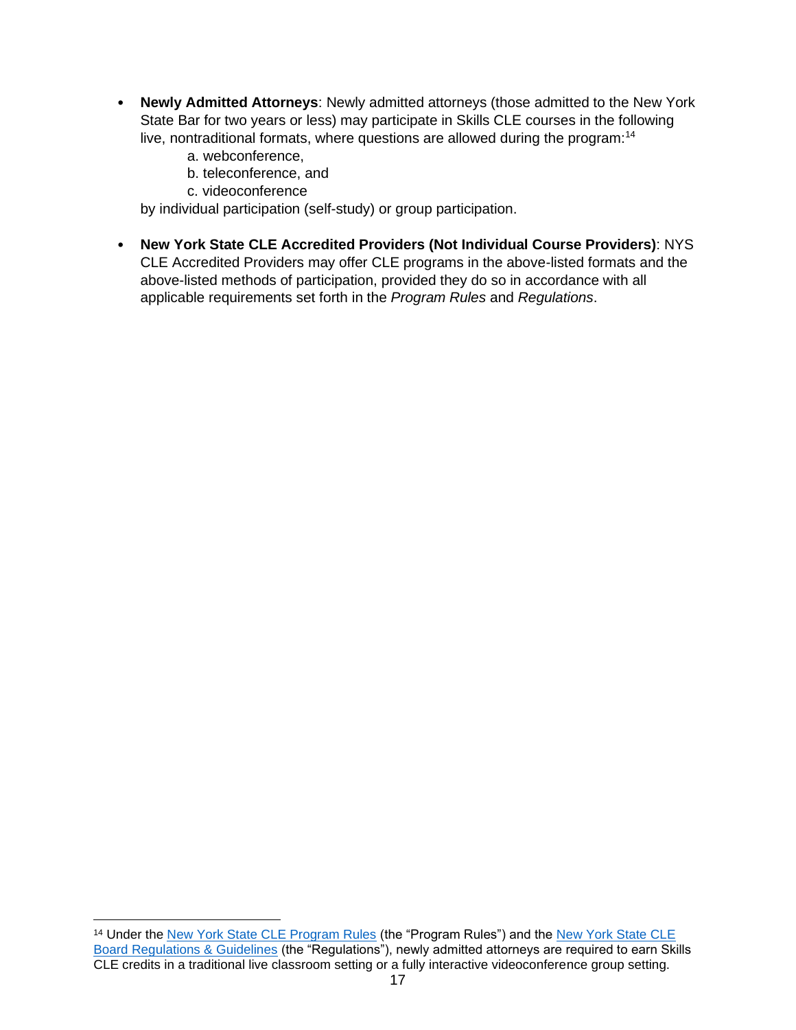- **Newly Admitted Attorneys**: Newly admitted attorneys (those admitted to the New York State Bar for two years or less) may participate in Skills CLE courses in the following live, nontraditional formats, where questions are allowed during the program:[14]
  - a. webconference,
  - b. teleconference, and
  - c. videoconference

  by individual participation (self-study) or group participation.

- **New York State CLE Accredited Providers (Not Individual Course Providers)**: NYS CLE Accredited Providers may offer CLE programs in the above-listed formats and the above-listed methods of participation, provided they do so in accordance with all applicable requirements set forth in the *Program Rules* and *Regulations*.

---

[14] Under the New York State CLE Program Rules (the "Program Rules") and the New York State CLE Board Regulations & Guidelines (the "Regulations"), newly admitted attorneys are required to earn Skills CLE credits in a traditional live classroom setting or a fully interactive videoconference group setting.